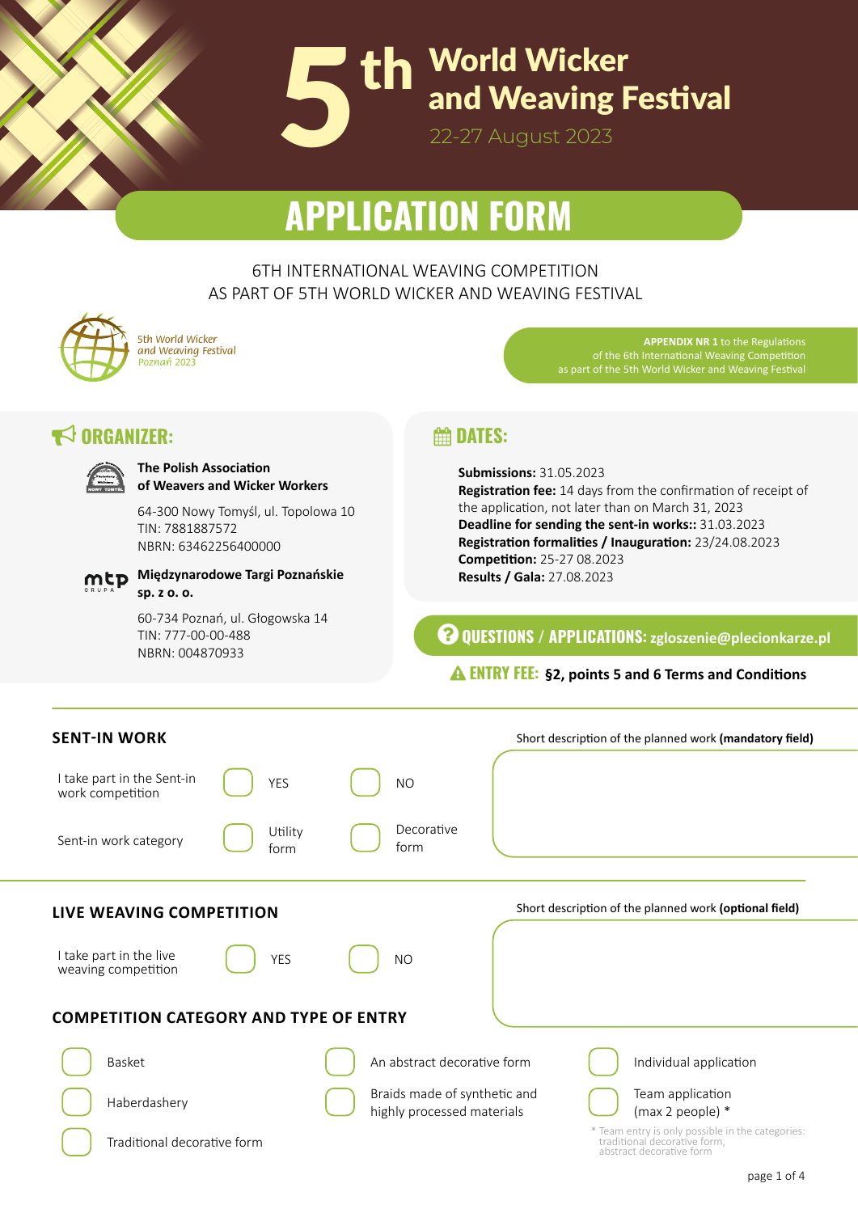# 5th World Wicker and Weaving Festival

22-27 August 2023

# APPLICATION FORM

6TH INTERNATIONAL WEAVING COMPETITION
AS PART OF 5TH WORLD WICKER AND WEAVING FESTIVAL

*5th World Wicker and Weaving Festival Poznań 2023*

**APPENDIX NR 1** to the Regulations of the 6th International Weaving Competition as part of the 5th World Wicker and Weaving Festival

## ORGANIZER:

**The Polish Association of Weavers and Wicker Workers**

64-300 Nowy Tomyśl, ul. Topolowa 10
TIN: 7881887572
NBRN: 63462256400000

**Międzynarodowe Targi Poznańskie sp. z o. o.**

60-734 Poznań, ul. Głogowska 14
TIN: 777-00-00-488
NBRN: 004870933

## DATES:

**Submissions:** 31.05.2023
**Registration fee:** 14 days from the confirmation of receipt of the application, not later than on March 31, 2023
**Deadline for sending the sent-in works::** 31.03.2023
**Registration formalities / Inauguration:** 23/24.08.2023
**Competition:** 25-27 08.2023
**Results / Gala:** 27.08.2023

**QUESTIONS / APPLICATIONS:** zgloszenie@plecionkarze.pl

**ENTRY FEE:** **§2, points 5 and 6 Terms and Conditions**

## SENT-IN WORK

| | | |
|---|---|---|
| I take part in the Sent-in work competition | ☐ YES | ☐ NO |
| Sent-in work category | ☐ Utility form | ☐ Decorative form |

Short description of the planned work **(mandatory field)**

## LIVE WEAVING COMPETITION

| | | |
|---|---|---|
| I take part in the live weaving competition | ☐ YES | ☐ NO |

Short description of the planned work **(optional field)**

## COMPETITION CATEGORY AND TYPE OF ENTRY

| | | |
|---|---|---|
| ☐ Basket | ☐ An abstract decorative form | ☐ Individual application |
| ☐ Haberdashery | ☐ Braids made of synthetic and highly processed materials | ☐ Team application (max 2 people) * |
| ☐ Traditional decorative form | | |

\* Team entry is only possible in the categories: traditional decorative form, abstract decorative form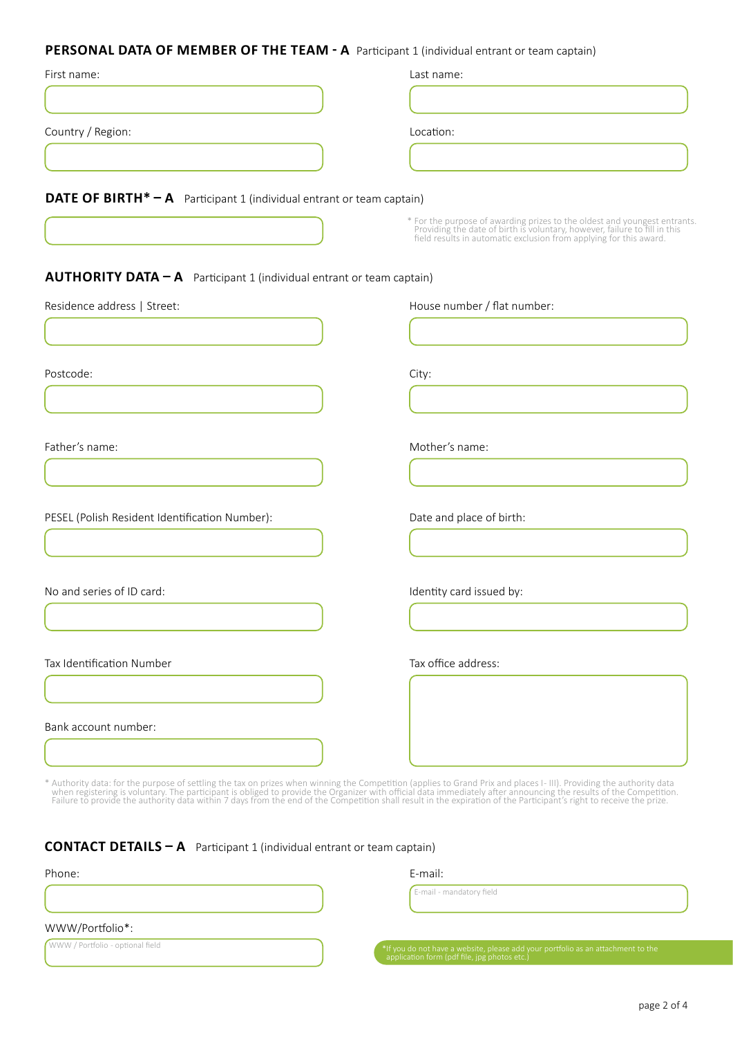## PERSONAL DATA OF MEMBER OF THE TEAM - A Participant 1 (individual entrant or team captain)

First name:

Last name:

Country / Region:

Location:

## DATE OF BIRTH* – A Participant 1 (individual entrant or team captain)

* For the purpose of awarding prizes to the oldest and youngest entrants. Providing the date of birth is voluntary, however, failure to fill in this field results in automatic exclusion from applying for this award.

## AUTHORITY DATA – A Participant 1 (individual entrant or team captain)

Residence address | Street:

House number / flat number:

Postcode:

City:

Father's name:

Mother's name:

PESEL (Polish Resident Identification Number):

Date and place of birth:

No and series of ID card:

Identity card issued by:

Tax Identification Number

Tax office address:

Bank account number:

* Authority data: for the purpose of settling the tax on prizes when winning the Competition (applies to Grand Prix and places I- III). Providing the authority data when registering is voluntary. The participant is obliged to provide the Organizer with official data immediately after announcing the results of the Competition. Failure to provide the authority data within 7 days from the end of the Competition shall result in the expiration of the Participant's right to receive the prize.

## CONTACT DETAILS – A Participant 1 (individual entrant or team captain)

Phone:

E-mail:

E-mail - mandatory field

WWW/Portfolio*:

WWW / Portfolio - optional field

*If you do not have a website, please add your portfolio as an attachment to the application form (pdf file, jpg photos etc.)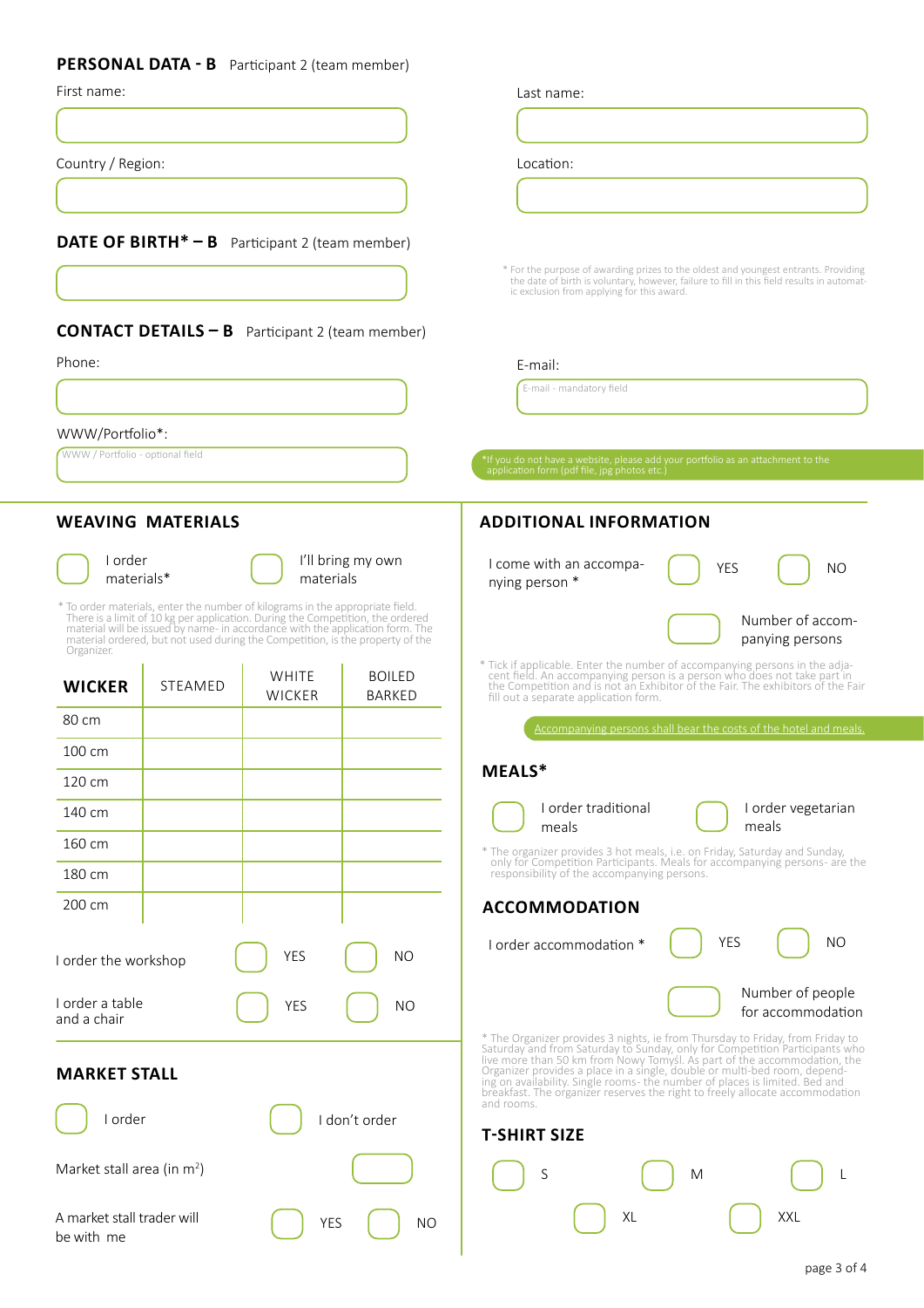## PERSONAL DATA - B Participant 2 (team member)

First name:

Last name:

Country / Region:

Location:

## DATE OF BIRTH* – B Participant 2 (team member)

* For the purpose of awarding prizes to the oldest and youngest entrants. Providing the date of birth is voluntary, however, failure to fill in this field results in automatic exclusion from applying for this award.

## CONTACT DETAILS – B Participant 2 (team member)

Phone:

E-mail:

E-mail - mandatory field

WWW/Portfolio*:

WWW / Portfolio - optional field

*If you do not have a website, please add your portfolio as an attachment to the application form (pdf file, jpg photos etc.)

## WEAVING MATERIALS

I order materials* | I'll bring my own materials

* To order materials, enter the number of kilograms in the appropriate field. There is a limit of 10 kg per application. During the Competition, the ordered material will be issued by name- in accordance with the application form. The material ordered, but not used during the Competition, is the property of the Organizer.

| WICKER | STEAMED | WHITE WICKER | BOILED BARKED |
|---|---|---|---|
| 80 cm | | | |
| 100 cm | | | |
| 120 cm | | | |
| 140 cm | | | |
| 160 cm | | | |
| 180 cm | | | |
| 200 cm | | | |

I order the workshop YES NO

I order a table and a chair YES NO

## MARKET STALL

I order | I don't order

Market stall area (in $m^2$)

A market stall trader will be with me YES NO

## ADDITIONAL INFORMATION

I come with an accompanying person * YES NO

Number of accompanying persons

* Tick if applicable. Enter the number of accompanying persons in the adjacent field. An accompanying person is a person who does not take part in the Competition and is not an Exhibitor of the Fair. The exhibitors of the Fair fill out a separate application form.

Accompanying persons shall bear the costs of the hotel and meals.

## MEALS*

I order traditional meals | I order vegetarian meals

* The organizer provides 3 hot meals, i.e. on Friday, Saturday and Sunday, only for Competition Participants. Meals for accompanying persons- are the responsibility of the accompanying persons.

## ACCOMMODATION

I order accommodation * YES NO

Number of people for accommodation

* The Organizer provides 3 nights, ie from Thursday to Friday, from Friday to Saturday and from Saturday to Sunday, only for Competition Participants who live more than 50 km from Nowy Tomyśl. As part of the accommodation, the Organizer provides a place in a single, double or multi-bed room, depending on availability. Single rooms- the number of places is limited. Bed and breakfast. The organizer reserves the right to freely allocate accommodation and rooms.

## T-SHIRT SIZE

S | M | L | XL | XXL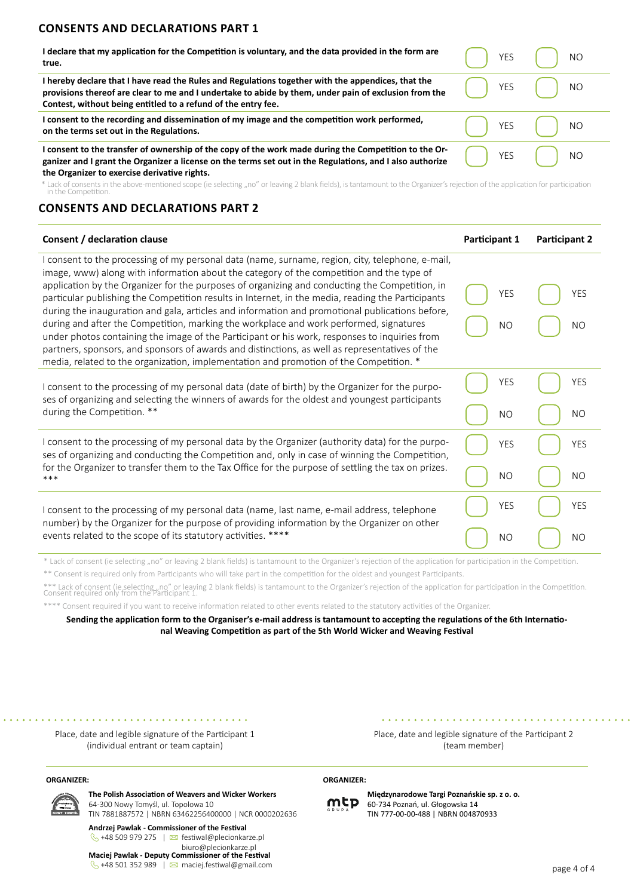## CONSENTS AND DECLARATIONS PART 1

| | | |
|---|---|---|
| **I declare that my application for the Competition is voluntary, and the data provided in the form are true.** | YES | NO |
| **I hereby declare that I have read the Rules and Regulations together with the appendices, that the provisions thereof are clear to me and I undertake to abide by them, under pain of exclusion from the Contest, without being entitled to a refund of the entry fee.** | YES | NO |
| **I consent to the recording and dissemination of my image and the competition work performed, on the terms set out in the Regulations.** | YES | NO |
| **I consent to the transfer of ownership of the copy of the work made during the Competition to the Organizer and I grant the Organizer a license on the terms set out in the Regulations, and I also authorize the Organizer to exercise derivative rights.** | YES | NO |

* Lack of consents in the above-mentioned scope (ie selecting „no" or leaving 2 blank fields), is tantamount to the Organizer's rejection of the application for participation in the Competition.

## CONSENTS AND DECLARATIONS PART 2

| Consent / declaration clause | Participant 1 | Participant 2 |
|---|---|---|
| I consent to the processing of my personal data (name, surname, region, city, telephone, e-mail, image, www) along with information about the category of the competition and the type of application by the Organizer for the purposes of organizing and conducting the Competition, in particular publishing the Competition results in Internet, in the media, reading the Participants during the inauguration and gala, articles and information and promotional publications before, during and after the Competition, marking the workplace and work performed, signatures under photos containing the image of the Participant or his work, responses to inquiries from partners, sponsors, and sponsors of awards and distinctions, as well as representatives of the media, related to the organization, implementation and promotion of the Competition. * | YES / NO | YES / NO |
| I consent to the processing of my personal data (date of birth) by the Organizer for the purposes of organizing and selecting the winners of awards for the oldest and youngest participants during the Competition. ** | YES / NO | YES / NO |
| I consent to the processing of my personal data by the Organizer (authority data) for the purposes of organizing and conducting the Competition and, only in case of winning the Competition, for the Organizer to transfer them to the Tax Office for the purpose of settling the tax on prizes. *** | YES / NO | YES / NO |
| I consent to the processing of my personal data (name, last name, e-mail address, telephone number) by the Organizer for the purpose of providing information by the Organizer on other events related to the scope of its statutory activities. **** | YES / NO | YES / NO |

* Lack of consent (ie selecting „no" or leaving 2 blank fields) is tantamount to the Organizer's rejection of the application for participation in the Competition.

** Consent is required only from Participants who will take part in the competition for the oldest and youngest Participants.

*** Lack of consent (ie selecting „no" or leaving 2 blank fields) is tantamount to the Organizer's rejection of the application for participation in the Competition. Consent required only from the Participant 1.

**** Consent required if you want to receive information related to other events related to the statutory activities of the Organizer.

**Sending the application form to the Organiser's e-mail address is tantamount to accepting the regulations of the 6th International Weaving Competition as part of the 5th World Wicker and Weaving Festival**

Place, date and legible signature of the Participant 1 (individual entrant or team captain)

Place, date and legible signature of the Participant 2 (team member)

**ORGANIZER:**

**The Polish Association of Weavers and Wicker Workers**
64-300 Nowy Tomyśl, ul. Topolowa 10
TIN 7881887572 | NBRN 63462256400000 | NCR 0000202636

**Andrzej Pawlak - Commissioner of the Festival**
+48 509 979 275 | festiwal@plecionkarze.pl
biuro@plecionkarze.pl
**Maciej Pawlak - Deputy Commissioner of the Festival**
+48 501 352 989 | maciej.festiwal@gmail.com

**ORGANIZER:**

**Międzynarodowe Targi Poznańskie sp. z o. o.**
60-734 Poznań, ul. Głogowska 14
TIN 777-00-00-488 | NBRN 004870933